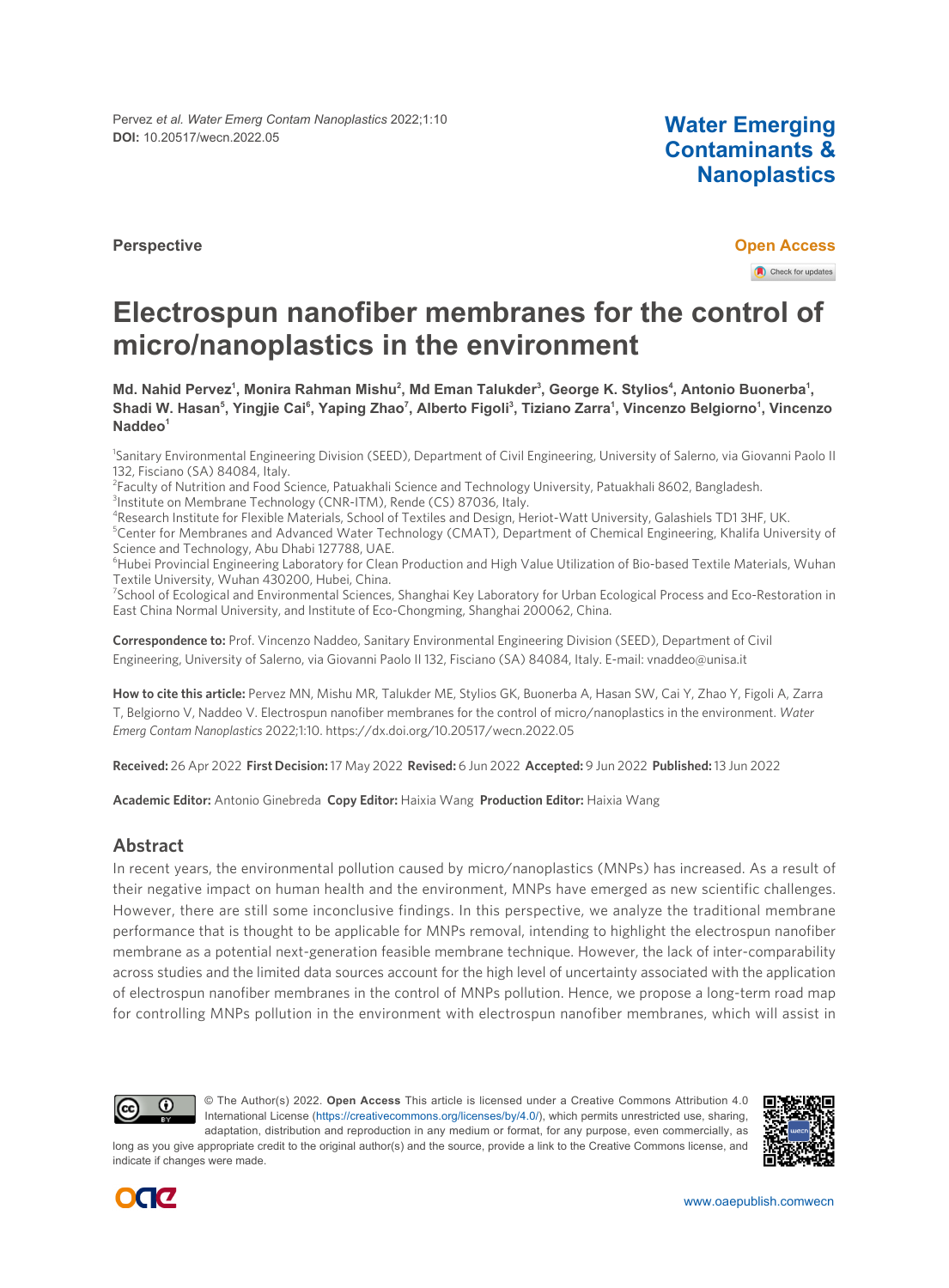**Perspective**

**Open Access**

# Electrospun nanofiber membranes for the control of micro/nanoplastics in the environment

**Md. Nahid Pervez[1], Monira Rahman Mishu[2], Md Eman Talukder[3], George K. Stylios[4], Antonio Buonerba[1], Shadi W. Hasan[5], Yingjie Cai[6], Yaping Zhao[7], Alberto Figoli[3], Tiziano Zarra[1], Vincenzo Belgiorno[1], Vincenzo Naddeo[1]**

[1]Sanitary Environmental Engineering Division (SEED), Department of Civil Engineering, University of Salerno, via Giovanni Paolo II 132, Fisciano (SA) 84084, Italy.
[2]Faculty of Nutrition and Food Science, Patuakhali Science and Technology University, Patuakhali 8602, Bangladesh.
[3]Institute on Membrane Technology (CNR-ITM), Rende (CS) 87036, Italy.
[4]Research Institute for Flexible Materials, School of Textiles and Design, Heriot-Watt University, Galashiels TD1 3HF, UK.
[5]Center for Membranes and Advanced Water Technology (CMAT), Department of Chemical Engineering, Khalifa University of Science and Technology, Abu Dhabi 127788, UAE.
[6]Hubei Provincial Engineering Laboratory for Clean Production and High Value Utilization of Bio-based Textile Materials, Wuhan Textile University, Wuhan 430200, Hubei, China.
[7]School of Ecological and Environmental Sciences, Shanghai Key Laboratory for Urban Ecological Process and Eco-Restoration in East China Normal University, and Institute of Eco-Chongming, Shanghai 200062, China.

**Correspondence to:** Prof. Vincenzo Naddeo, Sanitary Environmental Engineering Division (SEED), Department of Civil Engineering, University of Salerno, via Giovanni Paolo II 132, Fisciano (SA) 84084, Italy. E-mail: vnaddeo@unisa.it

**How to cite this article:** Pervez MN, Mishu MR, Talukder ME, Stylios GK, Buonerba A, Hasan SW, Cai Y, Zhao Y, Figoli A, Zarra T, Belgiorno V, Naddeo V. Electrospun nanofiber membranes for the control of micro/nanoplastics in the environment. *Water Emerg Contam Nanoplastics* 2022;1:10. https://dx.doi.org/10.20517/wecn.2022.05

**Received:** 26 Apr 2022 **First Decision:** 17 May 2022 **Revised:** 6 Jun 2022 **Accepted:** 9 Jun 2022 **Published:** 13 Jun 2022

**Academic Editor:** Antonio Ginebreda **Copy Editor:** Haixia Wang **Production Editor:** Haixia Wang

## Abstract

In recent years, the environmental pollution caused by micro/nanoplastics (MNPs) has increased. As a result of their negative impact on human health and the environment, MNPs have emerged as new scientific challenges. However, there are still some inconclusive findings. In this perspective, we analyze the traditional membrane performance that is thought to be applicable for MNPs removal, intending to highlight the electrospun nanofiber membrane as a potential next-generation feasible membrane technique. However, the lack of inter-comparability across studies and the limited data sources account for the high level of uncertainty associated with the application of electrospun nanofiber membranes in the control of MNPs pollution. Hence, we propose a long-term road map for controlling MNPs pollution in the environment with electrospun nanofiber membranes, which will assist in

© The Author(s) 2022. **Open Access** This article is licensed under a Creative Commons Attribution 4.0 International License (https://creativecommons.org/licenses/by/4.0/), which permits unrestricted use, sharing, adaptation, distribution and reproduction in any medium or format, for any purpose, even commercially, as long as you give appropriate credit to the original author(s) and the source, provide a link to the Creative Commons license, and indicate if changes were made.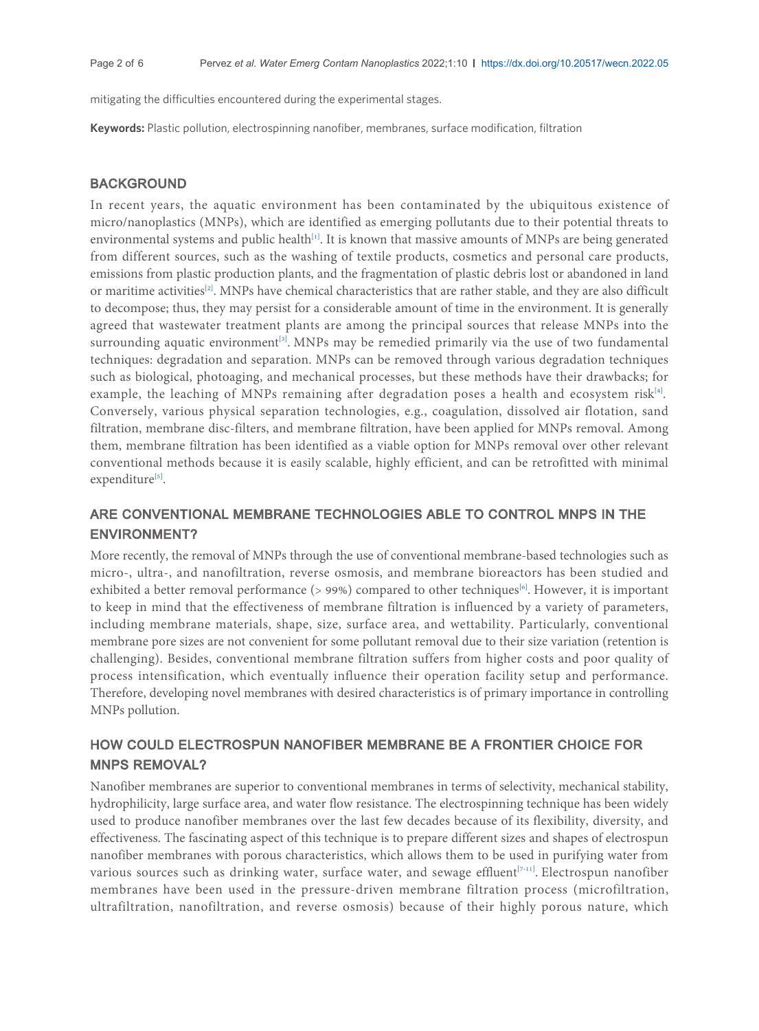mitigating the difficulties encountered during the experimental stages.

**Keywords:** Plastic pollution, electrospinning nanofiber, membranes, surface modification, filtration

## BACKGROUND

In recent years, the aquatic environment has been contaminated by the ubiquitous existence of micro/nanoplastics (MNPs), which are identified as emerging pollutants due to their potential threats to environmental systems and public health[1]. It is known that massive amounts of MNPs are being generated from different sources, such as the washing of textile products, cosmetics and personal care products, emissions from plastic production plants, and the fragmentation of plastic debris lost or abandoned in land or maritime activities[2]. MNPs have chemical characteristics that are rather stable, and they are also difficult to decompose; thus, they may persist for a considerable amount of time in the environment. It is generally agreed that wastewater treatment plants are among the principal sources that release MNPs into the surrounding aquatic environment[3]. MNPs may be remedied primarily via the use of two fundamental techniques: degradation and separation. MNPs can be removed through various degradation techniques such as biological, photoaging, and mechanical processes, but these methods have their drawbacks; for example, the leaching of MNPs remaining after degradation poses a health and ecosystem risk[4]. Conversely, various physical separation technologies, e.g., coagulation, dissolved air flotation, sand filtration, membrane disc-filters, and membrane filtration, have been applied for MNPs removal. Among them, membrane filtration has been identified as a viable option for MNPs removal over other relevant conventional methods because it is easily scalable, highly efficient, and can be retrofitted with minimal expenditure[5].

## ARE CONVENTIONAL MEMBRANE TECHNOLOGIES ABLE TO CONTROL MNPS IN THE ENVIRONMENT?

More recently, the removal of MNPs through the use of conventional membrane-based technologies such as micro-, ultra-, and nanofiltration, reverse osmosis, and membrane bioreactors has been studied and exhibited a better removal performance (> 99%) compared to other techniques[6]. However, it is important to keep in mind that the effectiveness of membrane filtration is influenced by a variety of parameters, including membrane materials, shape, size, surface area, and wettability. Particularly, conventional membrane pore sizes are not convenient for some pollutant removal due to their size variation (retention is challenging). Besides, conventional membrane filtration suffers from higher costs and poor quality of process intensification, which eventually influence their operation facility setup and performance. Therefore, developing novel membranes with desired characteristics is of primary importance in controlling MNPs pollution.

## HOW COULD ELECTROSPUN NANOFIBER MEMBRANE BE A FRONTIER CHOICE FOR MNPS REMOVAL?

Nanofiber membranes are superior to conventional membranes in terms of selectivity, mechanical stability, hydrophilicity, large surface area, and water flow resistance. The electrospinning technique has been widely used to produce nanofiber membranes over the last few decades because of its flexibility, diversity, and effectiveness. The fascinating aspect of this technique is to prepare different sizes and shapes of electrospun nanofiber membranes with porous characteristics, which allows them to be used in purifying water from various sources such as drinking water, surface water, and sewage effluent[7-11]. Electrospun nanofiber membranes have been used in the pressure-driven membrane filtration process (microfiltration, ultrafiltration, nanofiltration, and reverse osmosis) because of their highly porous nature, which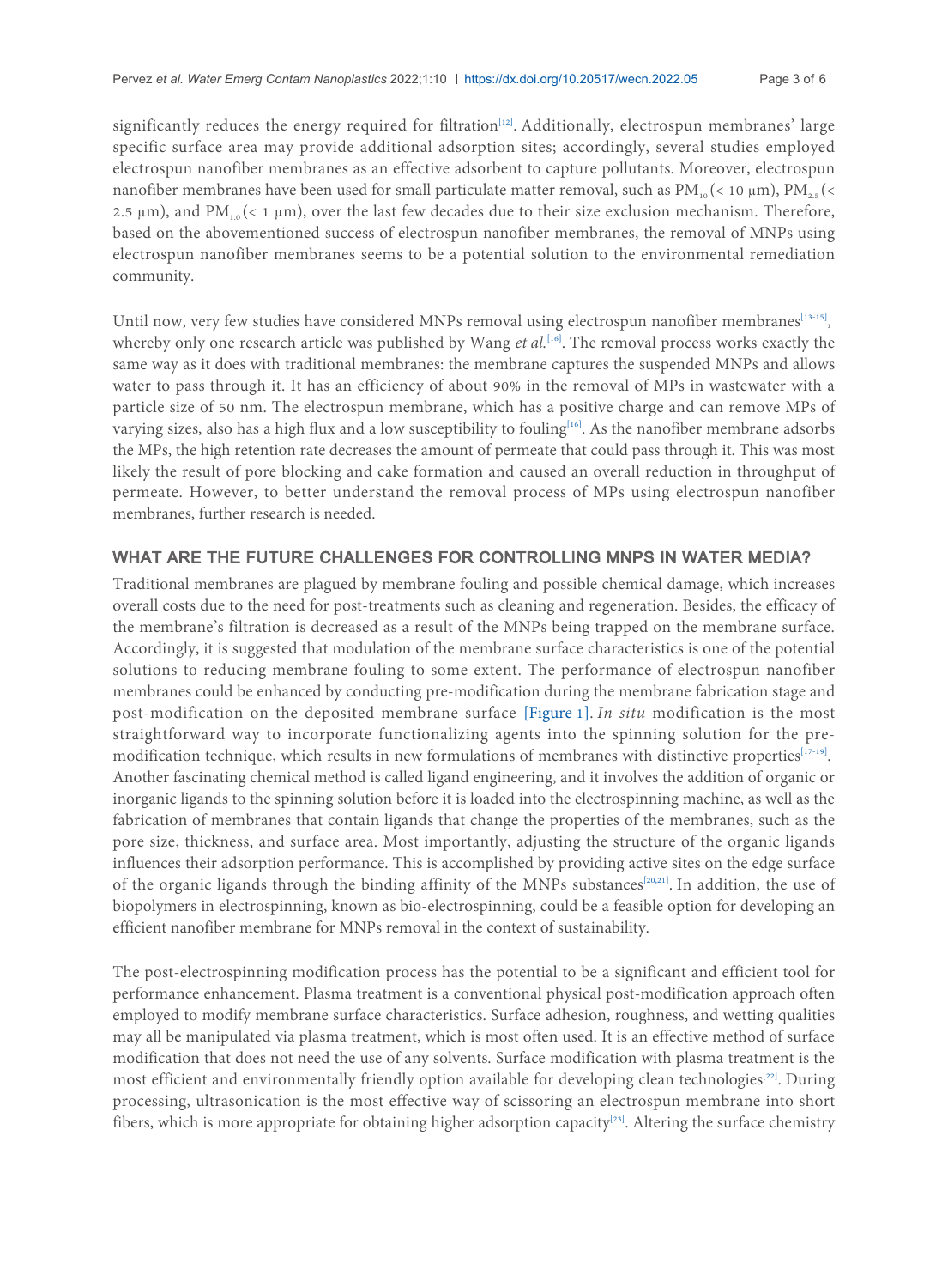significantly reduces the energy required for filtration[12]. Additionally, electrospun membranes' large specific surface area may provide additional adsorption sites; accordingly, several studies employed electrospun nanofiber membranes as an effective adsorbent to capture pollutants. Moreover, electrospun nanofiber membranes have been used for small particulate matter removal, such as $PM_{10}$ (< 10 μm), $PM_{2.5}$ (< 2.5 μm), and $PM_{1.0}$ (< 1 μm), over the last few decades due to their size exclusion mechanism. Therefore, based on the abovementioned success of electrospun nanofiber membranes, the removal of MNPs using electrospun nanofiber membranes seems to be a potential solution to the environmental remediation community.

Until now, very few studies have considered MNPs removal using electrospun nanofiber membranes[13-15], whereby only one research article was published by Wang *et al.*[16]. The removal process works exactly the same way as it does with traditional membranes: the membrane captures the suspended MNPs and allows water to pass through it. It has an efficiency of about 90% in the removal of MPs in wastewater with a particle size of 50 nm. The electrospun membrane, which has a positive charge and can remove MPs of varying sizes, also has a high flux and a low susceptibility to fouling[16]. As the nanofiber membrane adsorbs the MPs, the high retention rate decreases the amount of permeate that could pass through it. This was most likely the result of pore blocking and cake formation and caused an overall reduction in throughput of permeate. However, to better understand the removal process of MPs using electrospun nanofiber membranes, further research is needed.

## WHAT ARE THE FUTURE CHALLENGES FOR CONTROLLING MNPS IN WATER MEDIA?

Traditional membranes are plagued by membrane fouling and possible chemical damage, which increases overall costs due to the need for post-treatments such as cleaning and regeneration. Besides, the efficacy of the membrane's filtration is decreased as a result of the MNPs being trapped on the membrane surface. Accordingly, it is suggested that modulation of the membrane surface characteristics is one of the potential solutions to reducing membrane fouling to some extent. The performance of electrospun nanofiber membranes could be enhanced by conducting pre-modification during the membrane fabrication stage and post-modification on the deposited membrane surface [Figure 1]. *In situ* modification is the most straightforward way to incorporate functionalizing agents into the spinning solution for the pre-modification technique, which results in new formulations of membranes with distinctive properties[17-19]. Another fascinating chemical method is called ligand engineering, and it involves the addition of organic or inorganic ligands to the spinning solution before it is loaded into the electrospinning machine, as well as the fabrication of membranes that contain ligands that change the properties of the membranes, such as the pore size, thickness, and surface area. Most importantly, adjusting the structure of the organic ligands influences their adsorption performance. This is accomplished by providing active sites on the edge surface of the organic ligands through the binding affinity of the MNPs substances[20,21]. In addition, the use of biopolymers in electrospinning, known as bio-electrospinning, could be a feasible option for developing an efficient nanofiber membrane for MNPs removal in the context of sustainability.

The post-electrospinning modification process has the potential to be a significant and efficient tool for performance enhancement. Plasma treatment is a conventional physical post-modification approach often employed to modify membrane surface characteristics. Surface adhesion, roughness, and wetting qualities may all be manipulated via plasma treatment, which is most often used. It is an effective method of surface modification that does not need the use of any solvents. Surface modification with plasma treatment is the most efficient and environmentally friendly option available for developing clean technologies[22]. During processing, ultrasonication is the most effective way of scissoring an electrospun membrane into short fibers, which is more appropriate for obtaining higher adsorption capacity[23]. Altering the surface chemistry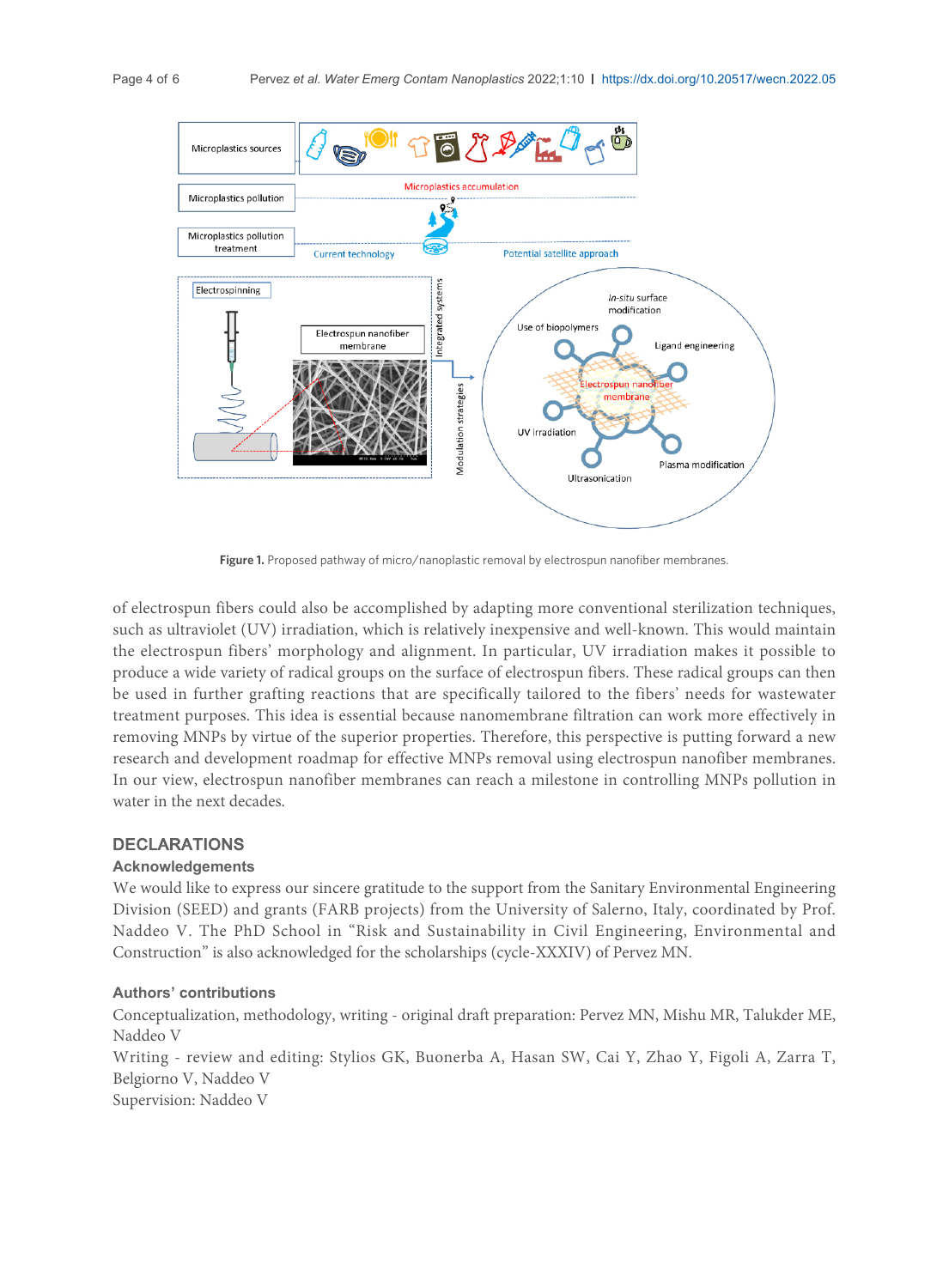Figure 1. Proposed pathway of micro/nanoplastic removal by electrospun nanofiber membranes.

of electrospun fibers could also be accomplished by adapting more conventional sterilization techniques, such as ultraviolet (UV) irradiation, which is relatively inexpensive and well-known. This would maintain the electrospun fibers' morphology and alignment. In particular, UV irradiation makes it possible to produce a wide variety of radical groups on the surface of electrospun fibers. These radical groups can then be used in further grafting reactions that are specifically tailored to the fibers' needs for wastewater treatment purposes. This idea is essential because nanomembrane filtration can work more effectively in removing MNPs by virtue of the superior properties. Therefore, this perspective is putting forward a new research and development roadmap for effective MNPs removal using electrospun nanofiber membranes. In our view, electrospun nanofiber membranes can reach a milestone in controlling MNPs pollution in water in the next decades.

## DECLARATIONS

### Acknowledgements

We would like to express our sincere gratitude to the support from the Sanitary Environmental Engineering Division (SEED) and grants (FARB projects) from the University of Salerno, Italy, coordinated by Prof. Naddeo V. The PhD School in "Risk and Sustainability in Civil Engineering, Environmental and Construction" is also acknowledged for the scholarships (cycle-XXXIV) of Pervez MN.

### Authors' contributions

Conceptualization, methodology, writing - original draft preparation: Pervez MN, Mishu MR, Talukder ME, Naddeo V

Writing - review and editing: Stylios GK, Buonerba A, Hasan SW, Cai Y, Zhao Y, Figoli A, Zarra T, Belgiorno V, Naddeo V

Supervision: Naddeo V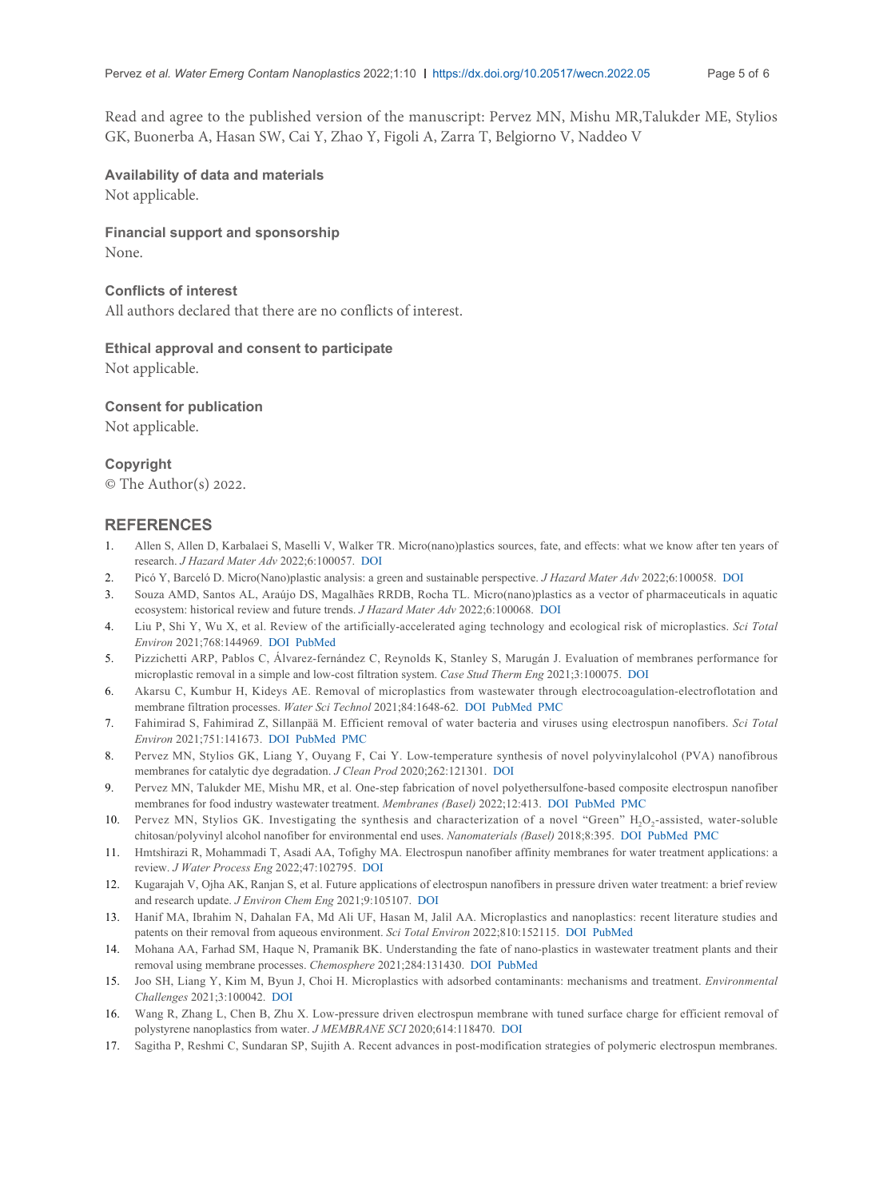Read and agree to the published version of the manuscript: Pervez MN, Mishu MR,Talukder ME, Stylios GK, Buonerba A, Hasan SW, Cai Y, Zhao Y, Figoli A, Zarra T, Belgiorno V, Naddeo V

### Availability of data and materials

Not applicable.

### Financial support and sponsorship

None.

### Conflicts of interest

All authors declared that there are no conflicts of interest.

### Ethical approval and consent to participate

Not applicable.

### Consent for publication

Not applicable.

### Copyright

© The Author(s) 2022.

## REFERENCES

1. Allen S, Allen D, Karbalaei S, Maselli V, Walker TR. Micro(nano)plastics sources, fate, and effects: what we know after ten years of research. *J Hazard Mater Adv* 2022;6:100057. DOI
2. Picó Y, Barceló D. Micro(Nano)plastic analysis: a green and sustainable perspective. *J Hazard Mater Adv* 2022;6:100058. DOI
3. Souza AMD, Santos AL, Araújo DS, Magalhães RRDB, Rocha TL. Micro(nano)plastics as a vector of pharmaceuticals in aquatic ecosystem: historical review and future trends. *J Hazard Mater Adv* 2022;6:100068. DOI
4. Liu P, Shi Y, Wu X, et al. Review of the artificially-accelerated aging technology and ecological risk of microplastics. *Sci Total Environ* 2021;768:144969. DOI PubMed
5. Pizzichetti ARP, Pablos C, Álvarez-fernández C, Reynolds K, Stanley S, Marugán J. Evaluation of membranes performance for microplastic removal in a simple and low-cost filtration system. *Case Stud Therm Eng* 2021;3:100075. DOI
6. Akarsu C, Kumbur H, Kideys AE. Removal of microplastics from wastewater through electrocoagulation-electroflotation and membrane filtration processes. *Water Sci Technol* 2021;84:1648-62. DOI PubMed PMC
7. Fahimirad S, Fahimirad Z, Sillanpää M. Efficient removal of water bacteria and viruses using electrospun nanofibers. *Sci Total Environ* 2021;751:141673. DOI PubMed PMC
8. Pervez MN, Stylios GK, Liang Y, Ouyang F, Cai Y. Low-temperature synthesis of novel polyvinylalcohol (PVA) nanofibrous membranes for catalytic dye degradation. *J Clean Prod* 2020;262:121301. DOI
9. Pervez MN, Talukder ME, Mishu MR, et al. One-step fabrication of novel polyethersulfone-based composite electrospun nanofiber membranes for food industry wastewater treatment. *Membranes (Basel)* 2022;12:413. DOI PubMed PMC
10. Pervez MN, Stylios GK. Investigating the synthesis and characterization of a novel "Green" $H_2O_2$-assisted, water-soluble chitosan/polyvinyl alcohol nanofiber for environmental end uses. *Nanomaterials (Basel)* 2018;8:395. DOI PubMed PMC
11. Hmtshirazi R, Mohammadi T, Asadi AA, Tofighy MA. Electrospun nanofiber affinity membranes for water treatment applications: a review. *J Water Process Eng* 2022;47:102795. DOI
12. Kugarajah V, Ojha AK, Ranjan S, et al. Future applications of electrospun nanofibers in pressure driven water treatment: a brief review and research update. *J Environ Chem Eng* 2021;9:105107. DOI
13. Hanif MA, Ibrahim N, Dahalan FA, Md Ali UF, Hasan M, Jalil AA. Microplastics and nanoplastics: recent literature studies and patents on their removal from aqueous environment. *Sci Total Environ* 2022;810:152115. DOI PubMed
14. Mohana AA, Farhad SM, Haque N, Pramanik BK. Understanding the fate of nano-plastics in wastewater treatment plants and their removal using membrane processes. *Chemosphere* 2021;284:131430. DOI PubMed
15. Joo SH, Liang Y, Kim M, Byun J, Choi H. Microplastics with adsorbed contaminants: mechanisms and treatment. *Environmental Challenges* 2021;3:100042. DOI
16. Wang R, Zhang L, Chen B, Zhu X. Low-pressure driven electrospun membrane with tuned surface charge for efficient removal of polystyrene nanoplastics from water. *J MEMBRANE SCI* 2020;614:118470. DOI
17. Sagitha P, Reshmi C, Sundaran SP, Sujith A. Recent advances in post-modification strategies of polymeric electrospun membranes.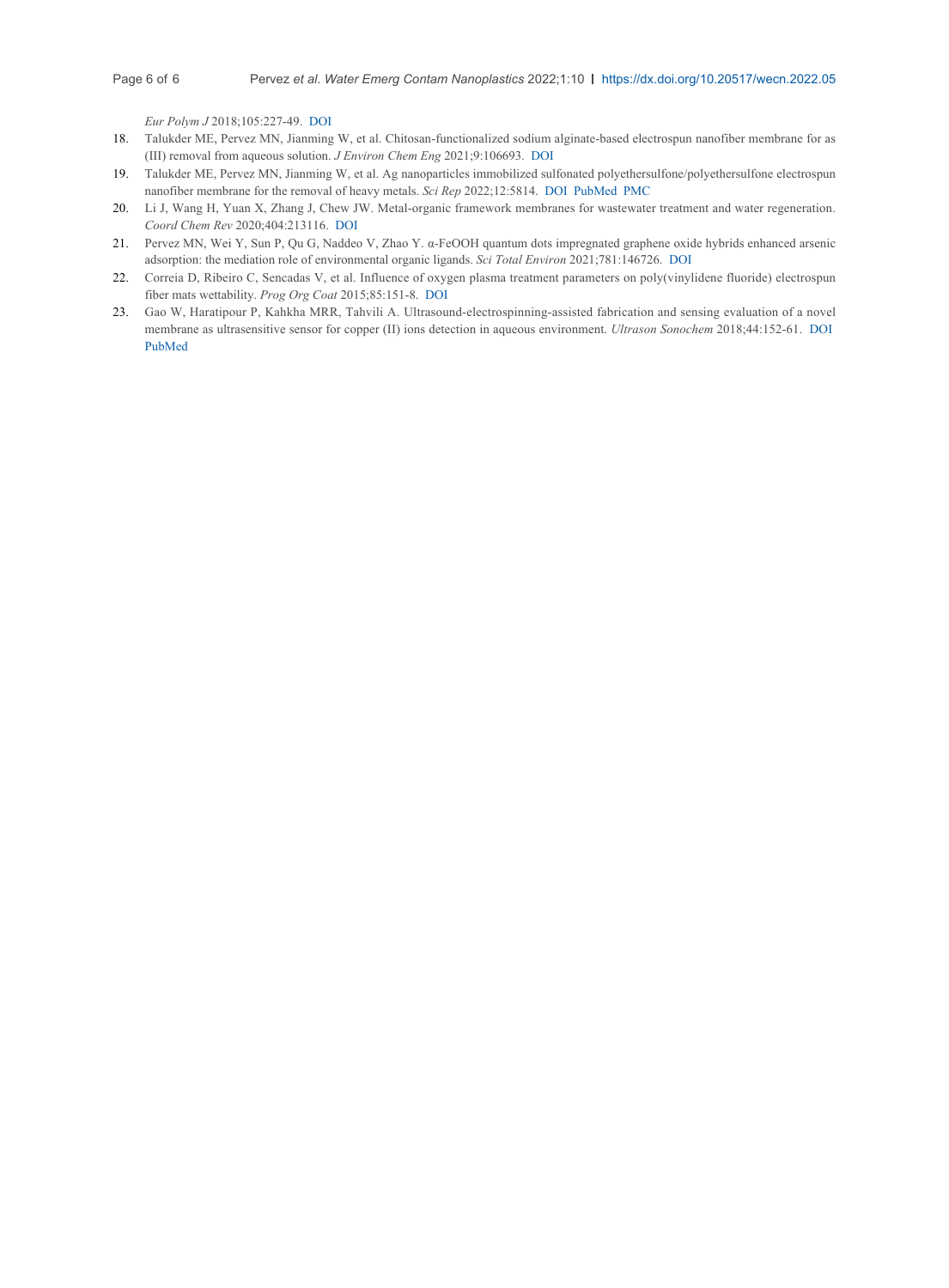*Eur Polym J* 2018;105:227-49. DOI

18. Talukder ME, Pervez MN, Jianming W, et al. Chitosan-functionalized sodium alginate-based electrospun nanofiber membrane for as (III) removal from aqueous solution. *J Environ Chem Eng* 2021;9:106693. DOI
19. Talukder ME, Pervez MN, Jianming W, et al. Ag nanoparticles immobilized sulfonated polyethersulfone/polyethersulfone electrospun nanofiber membrane for the removal of heavy metals. *Sci Rep* 2022;12:5814. DOI PubMed PMC
20. Li J, Wang H, Yuan X, Zhang J, Chew JW. Metal-organic framework membranes for wastewater treatment and water regeneration. *Coord Chem Rev* 2020;404:213116. DOI
21. Pervez MN, Wei Y, Sun P, Qu G, Naddeo V, Zhao Y. α-FeOOH quantum dots impregnated graphene oxide hybrids enhanced arsenic adsorption: the mediation role of environmental organic ligands. *Sci Total Environ* 2021;781:146726. DOI
22. Correia D, Ribeiro C, Sencadas V, et al. Influence of oxygen plasma treatment parameters on poly(vinylidene fluoride) electrospun fiber mats wettability. *Prog Org Coat* 2015;85:151-8. DOI
23. Gao W, Haratipour P, Kahkha MRR, Tahvili A. Ultrasound-electrospinning-assisted fabrication and sensing evaluation of a novel membrane as ultrasensitive sensor for copper (II) ions detection in aqueous environment. *Ultrason Sonochem* 2018;44:152-61. DOI PubMed